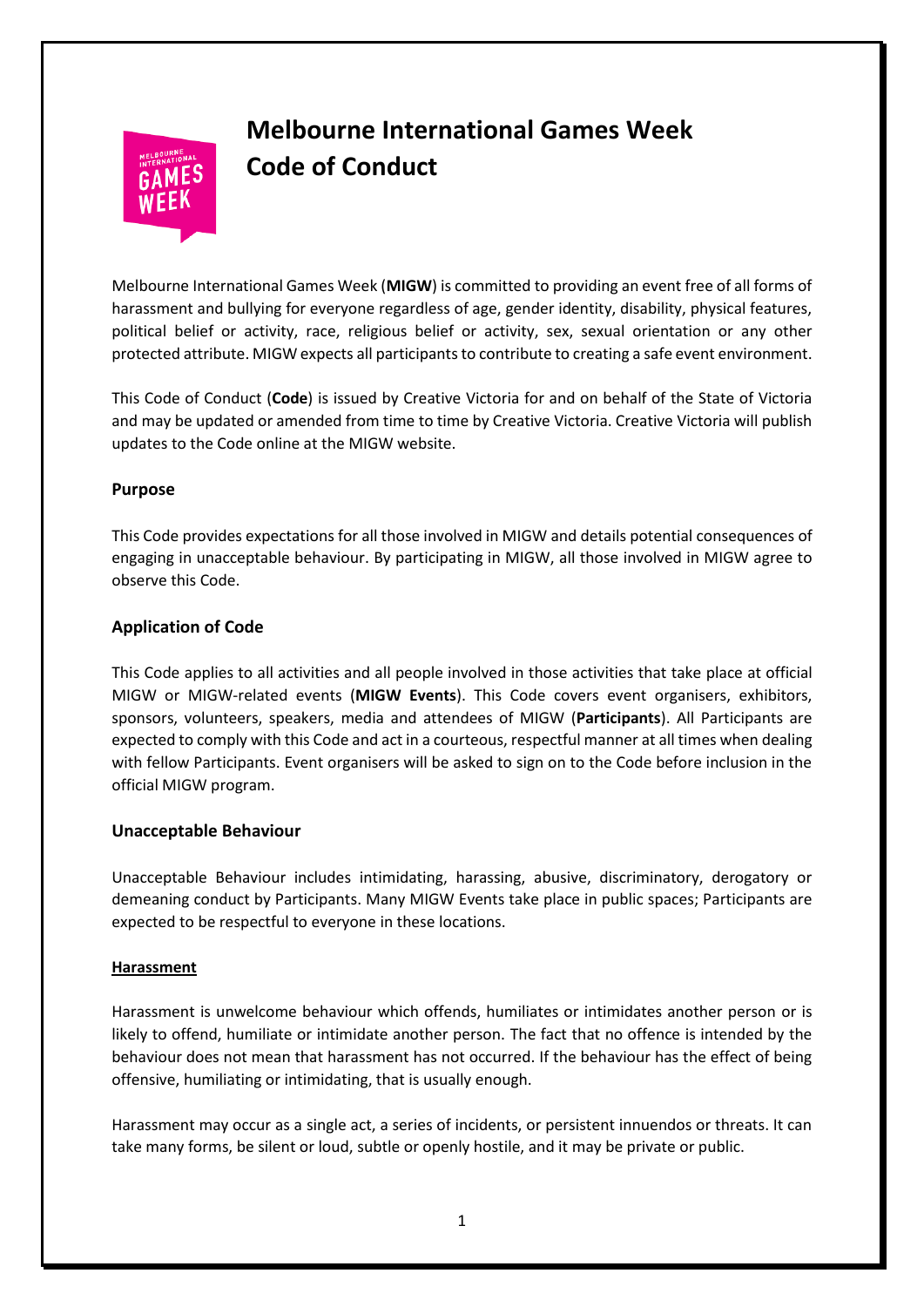# Melbourne International Games Week Code of Conduct

Melbourne International Games Week (**MIGW**) is committed to providing an event free of all forms of harassment and bullying for everyone regardless of age, gender identity, disability, physical features, political belief or activity, race, religious belief or activity, sex, sexual orientation or any other protected attribute. MIGW expects all participants to contribute to creating a safe event environment.

This Code of Conduct (**Code**) is issued by Creative Victoria for and on behalf of the State of Victoria and may be updated or amended from time to time by Creative Victoria. Creative Victoria will publish updates to the Code online at the MIGW website.

## Purpose

This Code provides expectations for all those involved in MIGW and details potential consequences of engaging in unacceptable behaviour. By participating in MIGW, all those involved in MIGW agree to observe this Code.

## Application of Code

This Code applies to all activities and all people involved in those activities that take place at official MIGW or MIGW-related events (**MIGW Events**). This Code covers event organisers, exhibitors, sponsors, volunteers, speakers, media and attendees of MIGW (**Participants**). All Participants are expected to comply with this Code and act in a courteous, respectful manner at all times when dealing with fellow Participants. Event organisers will be asked to sign on to the Code before inclusion in the official MIGW program.

## Unacceptable Behaviour

Unacceptable Behaviour includes intimidating, harassing, abusive, discriminatory, derogatory or demeaning conduct by Participants. Many MIGW Events take place in public spaces; Participants are expected to be respectful to everyone in these locations.

### Harassment

Harassment is unwelcome behaviour which offends, humiliates or intimidates another person or is likely to offend, humiliate or intimidate another person. The fact that no offence is intended by the behaviour does not mean that harassment has not occurred. If the behaviour has the effect of being offensive, humiliating or intimidating, that is usually enough.

Harassment may occur as a single act, a series of incidents, or persistent innuendos or threats. It can take many forms, be silent or loud, subtle or openly hostile, and it may be private or public.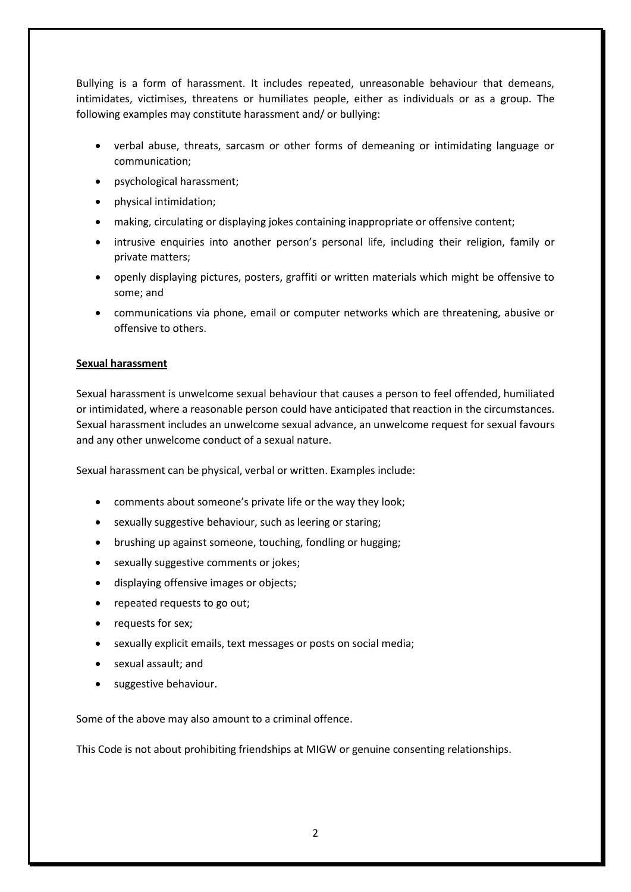Bullying is a form of harassment. It includes repeated, unreasonable behaviour that demeans, intimidates, victimises, threatens or humiliates people, either as individuals or as a group. The following examples may constitute harassment and/ or bullying:

- verbal abuse, threats, sarcasm or other forms of demeaning or intimidating language or communication;
- psychological harassment;
- physical intimidation;
- making, circulating or displaying jokes containing inappropriate or offensive content;
- intrusive enquiries into another person's personal life, including their religion, family or private matters;
- openly displaying pictures, posters, graffiti or written materials which might be offensive to some; and
- communications via phone, email or computer networks which are threatening, abusive or offensive to others.

**Sexual harassment**

Sexual harassment is unwelcome sexual behaviour that causes a person to feel offended, humiliated or intimidated, where a reasonable person could have anticipated that reaction in the circumstances. Sexual harassment includes an unwelcome sexual advance, an unwelcome request for sexual favours and any other unwelcome conduct of a sexual nature.

Sexual harassment can be physical, verbal or written. Examples include:

- comments about someone's private life or the way they look;
- sexually suggestive behaviour, such as leering or staring;
- brushing up against someone, touching, fondling or hugging;
- sexually suggestive comments or jokes;
- displaying offensive images or objects;
- repeated requests to go out;
- requests for sex;
- sexually explicit emails, text messages or posts on social media;
- sexual assault; and
- suggestive behaviour.

Some of the above may also amount to a criminal offence.

This Code is not about prohibiting friendships at MIGW or genuine consenting relationships.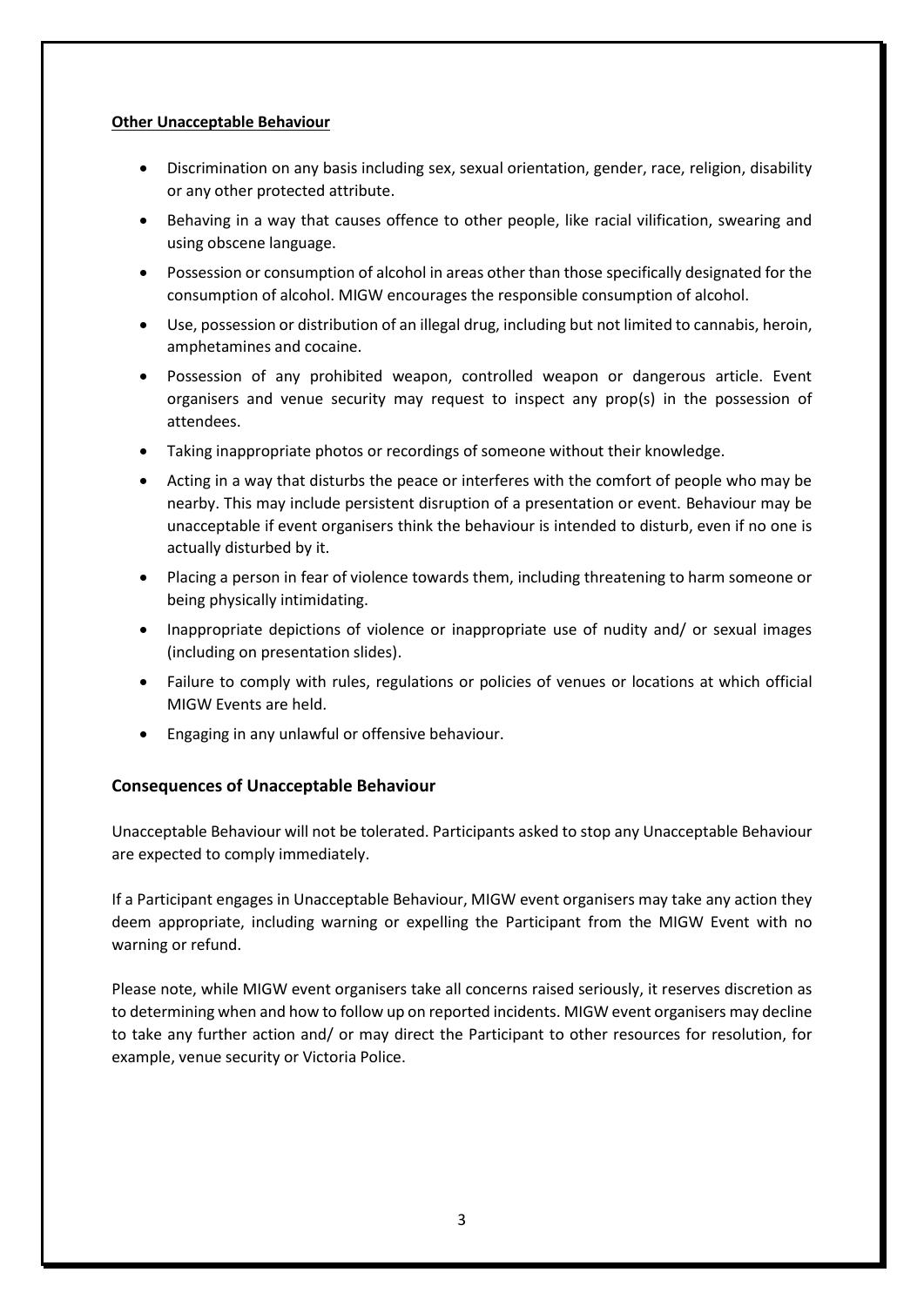**Other Unacceptable Behaviour**

- Discrimination on any basis including sex, sexual orientation, gender, race, religion, disability or any other protected attribute.
- Behaving in a way that causes offence to other people, like racial vilification, swearing and using obscene language.
- Possession or consumption of alcohol in areas other than those specifically designated for the consumption of alcohol. MIGW encourages the responsible consumption of alcohol.
- Use, possession or distribution of an illegal drug, including but not limited to cannabis, heroin, amphetamines and cocaine.
- Possession of any prohibited weapon, controlled weapon or dangerous article. Event organisers and venue security may request to inspect any prop(s) in the possession of attendees.
- Taking inappropriate photos or recordings of someone without their knowledge.
- Acting in a way that disturbs the peace or interferes with the comfort of people who may be nearby. This may include persistent disruption of a presentation or event. Behaviour may be unacceptable if event organisers think the behaviour is intended to disturb, even if no one is actually disturbed by it.
- Placing a person in fear of violence towards them, including threatening to harm someone or being physically intimidating.
- Inappropriate depictions of violence or inappropriate use of nudity and/ or sexual images (including on presentation slides).
- Failure to comply with rules, regulations or policies of venues or locations at which official MIGW Events are held.
- Engaging in any unlawful or offensive behaviour.

## Consequences of Unacceptable Behaviour

Unacceptable Behaviour will not be tolerated. Participants asked to stop any Unacceptable Behaviour are expected to comply immediately.

If a Participant engages in Unacceptable Behaviour, MIGW event organisers may take any action they deem appropriate, including warning or expelling the Participant from the MIGW Event with no warning or refund.

Please note, while MIGW event organisers take all concerns raised seriously, it reserves discretion as to determining when and how to follow up on reported incidents. MIGW event organisers may decline to take any further action and/ or may direct the Participant to other resources for resolution, for example, venue security or Victoria Police.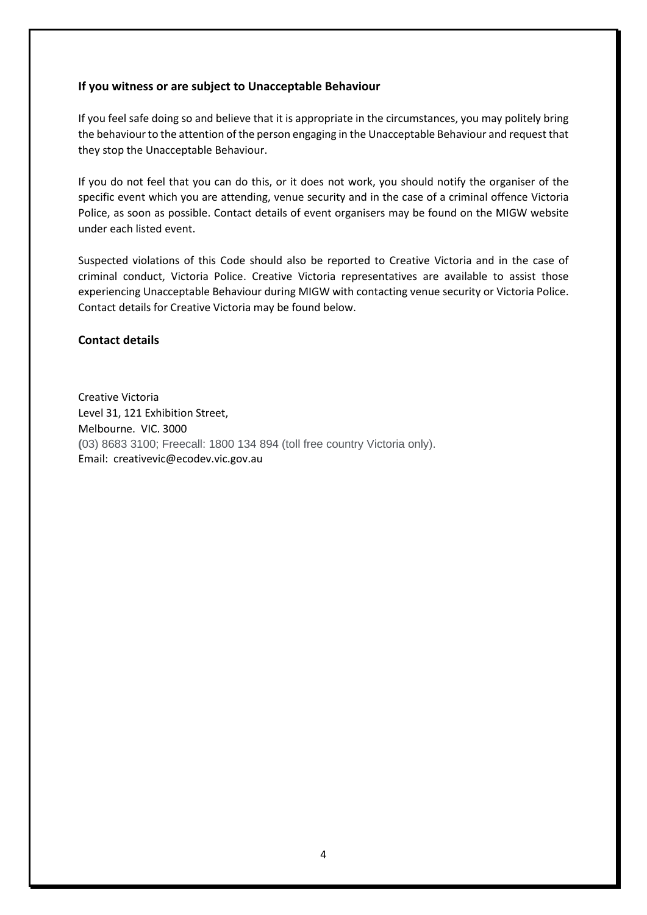**If you witness or are subject to Unacceptable Behaviour**

If you feel safe doing so and believe that it is appropriate in the circumstances, you may politely bring the behaviour to the attention of the person engaging in the Unacceptable Behaviour and request that they stop the Unacceptable Behaviour.

If you do not feel that you can do this, or it does not work, you should notify the organiser of the specific event which you are attending, venue security and in the case of a criminal offence Victoria Police, as soon as possible. Contact details of event organisers may be found on the MIGW website under each listed event.

Suspected violations of this Code should also be reported to Creative Victoria and in the case of criminal conduct, Victoria Police. Creative Victoria representatives are available to assist those experiencing Unacceptable Behaviour during MIGW with contacting venue security or Victoria Police. Contact details for Creative Victoria may be found below.

**Contact details**

Creative Victoria
Level 31, 121 Exhibition Street,
Melbourne. VIC. 3000
(03) 8683 3100; Freecall: 1800 134 894 (toll free country Victoria only).
Email: creativevic@ecodev.vic.gov.au